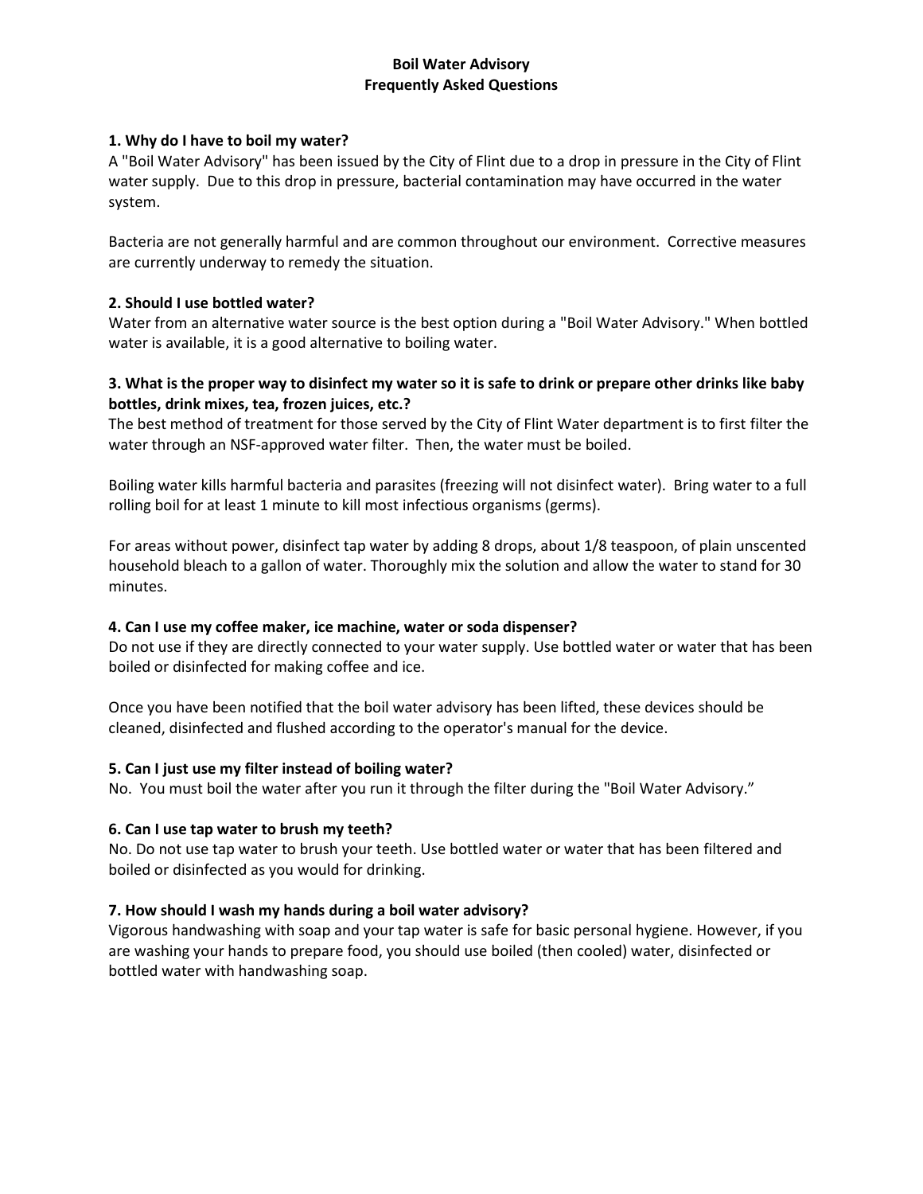# Boil Water Advisory
## Frequently Asked Questions

### 1. Why do I have to boil my water?

A "Boil Water Advisory" has been issued by the City of Flint due to a drop in pressure in the City of Flint water supply. Due to this drop in pressure, bacterial contamination may have occurred in the water system.

Bacteria are not generally harmful and are common throughout our environment. Corrective measures are currently underway to remedy the situation.

### 2. Should I use bottled water?

Water from an alternative water source is the best option during a "Boil Water Advisory." When bottled water is available, it is a good alternative to boiling water.

### 3. What is the proper way to disinfect my water so it is safe to drink or prepare other drinks like baby bottles, drink mixes, tea, frozen juices, etc.?

The best method of treatment for those served by the City of Flint Water department is to first filter the water through an NSF-approved water filter. Then, the water must be boiled.

Boiling water kills harmful bacteria and parasites (freezing will not disinfect water). Bring water to a full rolling boil for at least 1 minute to kill most infectious organisms (germs).

For areas without power, disinfect tap water by adding 8 drops, about 1/8 teaspoon, of plain unscented household bleach to a gallon of water. Thoroughly mix the solution and allow the water to stand for 30 minutes.

### 4. Can I use my coffee maker, ice machine, water or soda dispenser?

Do not use if they are directly connected to your water supply. Use bottled water or water that has been boiled or disinfected for making coffee and ice.

Once you have been notified that the boil water advisory has been lifted, these devices should be cleaned, disinfected and flushed according to the operator's manual for the device.

### 5. Can I just use my filter instead of boiling water?

No. You must boil the water after you run it through the filter during the "Boil Water Advisory."

### 6. Can I use tap water to brush my teeth?

No. Do not use tap water to brush your teeth. Use bottled water or water that has been filtered and boiled or disinfected as you would for drinking.

### 7. How should I wash my hands during a boil water advisory?

Vigorous handwashing with soap and your tap water is safe for basic personal hygiene. However, if you are washing your hands to prepare food, you should use boiled (then cooled) water, disinfected or bottled water with handwashing soap.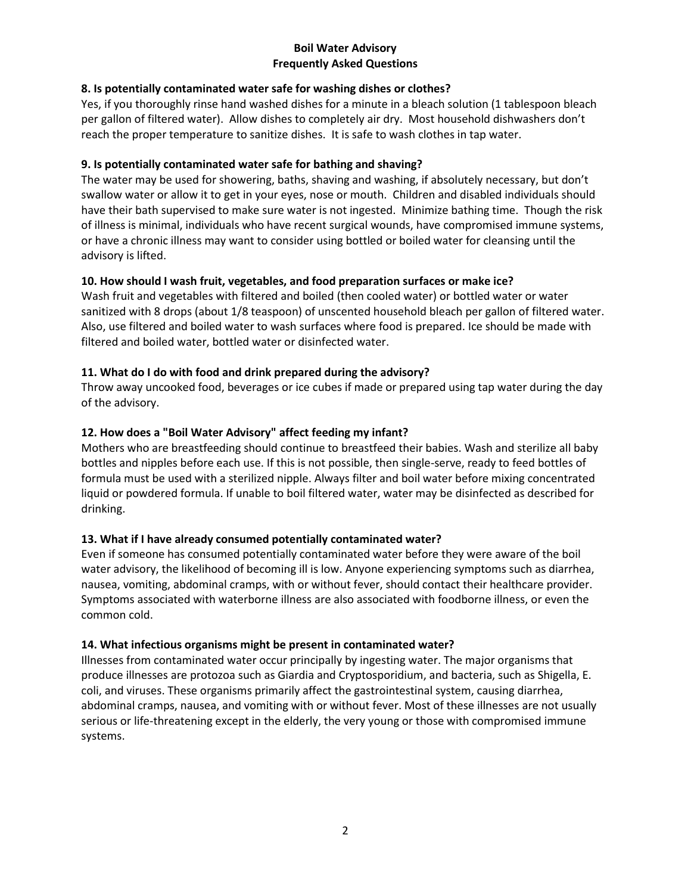**Boil Water Advisory**
**Frequently Asked Questions**

**8. Is potentially contaminated water safe for washing dishes or clothes?**

Yes, if you thoroughly rinse hand washed dishes for a minute in a bleach solution (1 tablespoon bleach per gallon of filtered water). Allow dishes to completely air dry. Most household dishwashers don't reach the proper temperature to sanitize dishes. It is safe to wash clothes in tap water.

**9. Is potentially contaminated water safe for bathing and shaving?**

The water may be used for showering, baths, shaving and washing, if absolutely necessary, but don't swallow water or allow it to get in your eyes, nose or mouth. Children and disabled individuals should have their bath supervised to make sure water is not ingested. Minimize bathing time. Though the risk of illness is minimal, individuals who have recent surgical wounds, have compromised immune systems, or have a chronic illness may want to consider using bottled or boiled water for cleansing until the advisory is lifted.

**10. How should I wash fruit, vegetables, and food preparation surfaces or make ice?**

Wash fruit and vegetables with filtered and boiled (then cooled water) or bottled water or water sanitized with 8 drops (about 1/8 teaspoon) of unscented household bleach per gallon of filtered water. Also, use filtered and boiled water to wash surfaces where food is prepared. Ice should be made with filtered and boiled water, bottled water or disinfected water.

**11. What do I do with food and drink prepared during the advisory?**

Throw away uncooked food, beverages or ice cubes if made or prepared using tap water during the day of the advisory.

**12. How does a "Boil Water Advisory" affect feeding my infant?**

Mothers who are breastfeeding should continue to breastfeed their babies. Wash and sterilize all baby bottles and nipples before each use. If this is not possible, then single-serve, ready to feed bottles of formula must be used with a sterilized nipple. Always filter and boil water before mixing concentrated liquid or powdered formula. If unable to boil filtered water, water may be disinfected as described for drinking.

**13. What if I have already consumed potentially contaminated water?**

Even if someone has consumed potentially contaminated water before they were aware of the boil water advisory, the likelihood of becoming ill is low. Anyone experiencing symptoms such as diarrhea, nausea, vomiting, abdominal cramps, with or without fever, should contact their healthcare provider. Symptoms associated with waterborne illness are also associated with foodborne illness, or even the common cold.

**14. What infectious organisms might be present in contaminated water?**

Illnesses from contaminated water occur principally by ingesting water. The major organisms that produce illnesses are protozoa such as Giardia and Cryptosporidium, and bacteria, such as Shigella, E. coli, and viruses. These organisms primarily affect the gastrointestinal system, causing diarrhea, abdominal cramps, nausea, and vomiting with or without fever. Most of these illnesses are not usually serious or life-threatening except in the elderly, the very young or those with compromised immune systems.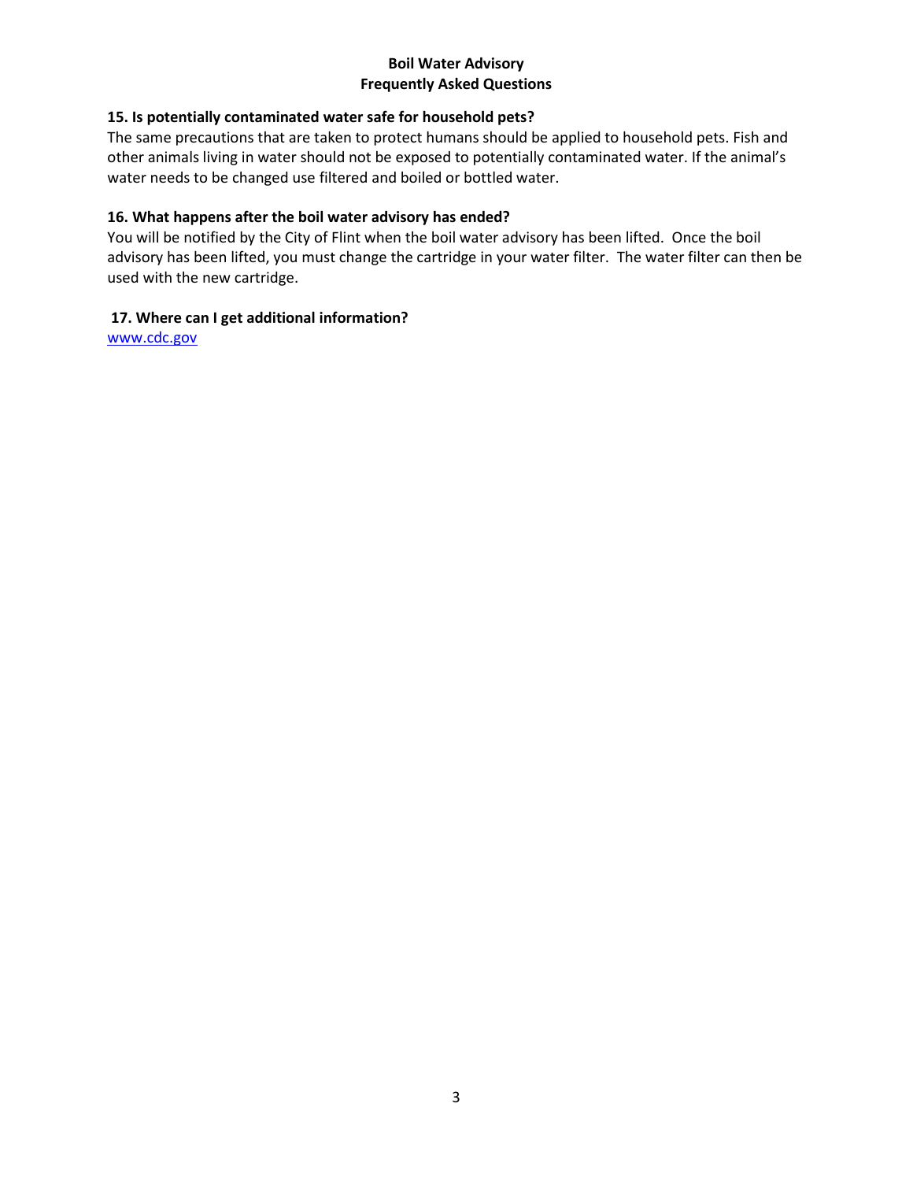**Boil Water Advisory**
**Frequently Asked Questions**

**15. Is potentially contaminated water safe for household pets?**

The same precautions that are taken to protect humans should be applied to household pets. Fish and other animals living in water should not be exposed to potentially contaminated water. If the animal's water needs to be changed use filtered and boiled or bottled water.

**16. What happens after the boil water advisory has ended?**

You will be notified by the City of Flint when the boil water advisory has been lifted. Once the boil advisory has been lifted, you must change the cartridge in your water filter. The water filter can then be used with the new cartridge.

**17. Where can I get additional information?**

[www.cdc.gov](http://www.cdc.gov)